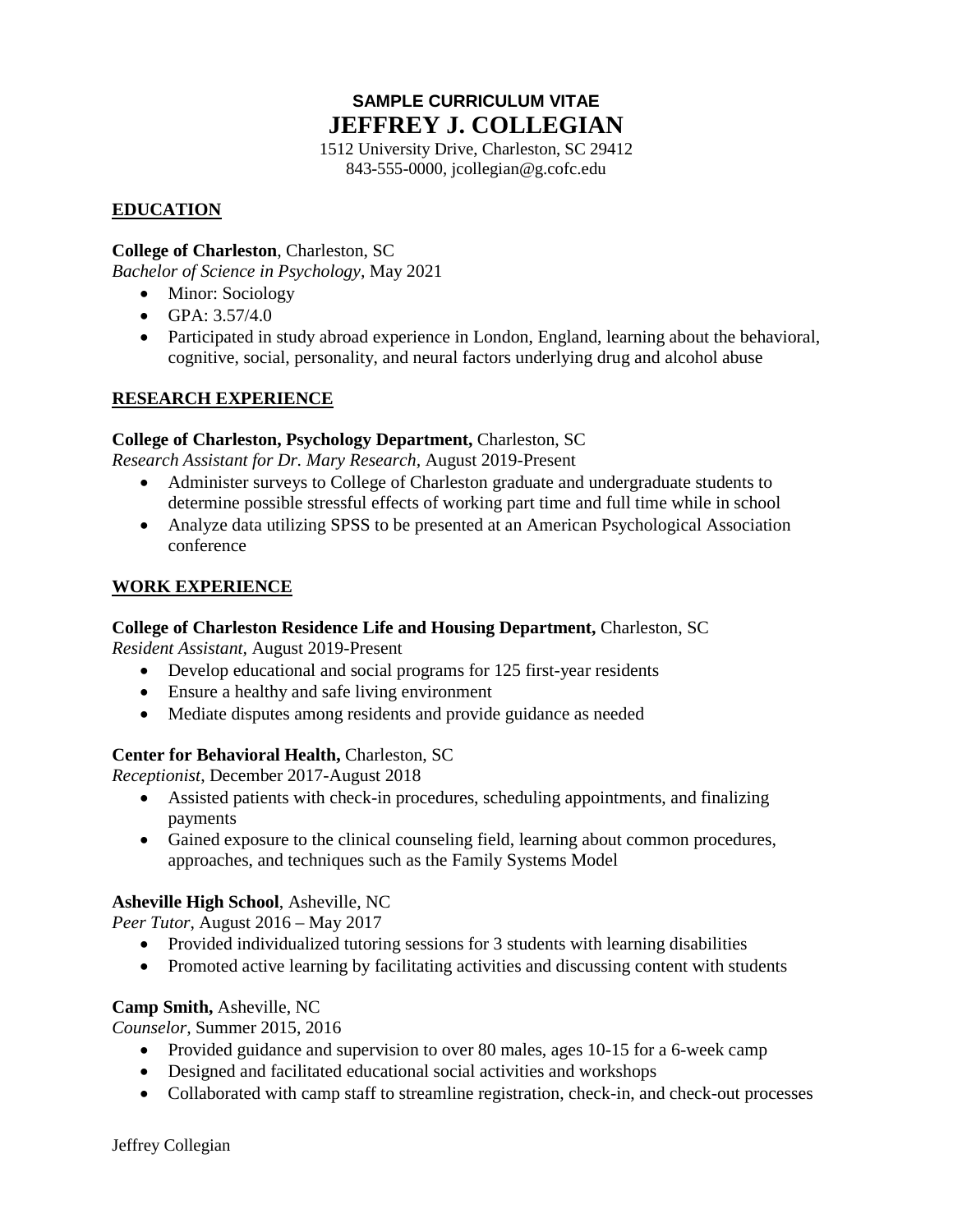**SAMPLE CURRICULUM VITAE**

# JEFFREY J. COLLEGIAN

1512 University Drive, Charleston, SC 29412
843-555-0000, jcollegian@g.cofc.edu

## EDUCATION

**College of Charleston**, Charleston, SC
*Bachelor of Science in Psychology,* May 2021

- Minor: Sociology
- GPA: 3.57/4.0
- Participated in study abroad experience in London, England, learning about the behavioral, cognitive, social, personality, and neural factors underlying drug and alcohol abuse

## RESEARCH EXPERIENCE

**College of Charleston, Psychology Department,** Charleston, SC
*Research Assistant for Dr. Mary Research,* August 2019-Present

- Administer surveys to College of Charleston graduate and undergraduate students to determine possible stressful effects of working part time and full time while in school
- Analyze data utilizing SPSS to be presented at an American Psychological Association conference

## WORK EXPERIENCE

**College of Charleston Residence Life and Housing Department,** Charleston, SC
*Resident Assistant,* August 2019-Present

- Develop educational and social programs for 125 first-year residents
- Ensure a healthy and safe living environment
- Mediate disputes among residents and provide guidance as needed

**Center for Behavioral Health,** Charleston, SC
*Receptionist*, December 2017-August 2018

- Assisted patients with check-in procedures, scheduling appointments, and finalizing payments
- Gained exposure to the clinical counseling field, learning about common procedures, approaches, and techniques such as the Family Systems Model

**Asheville High School**, Asheville, NC
*Peer Tutor,* August 2016 – May 2017

- Provided individualized tutoring sessions for 3 students with learning disabilities
- Promoted active learning by facilitating activities and discussing content with students

**Camp Smith,** Asheville, NC
*Counselor,* Summer 2015, 2016

- Provided guidance and supervision to over 80 males, ages 10-15 for a 6-week camp
- Designed and facilitated educational social activities and workshops
- Collaborated with camp staff to streamline registration, check-in, and check-out processes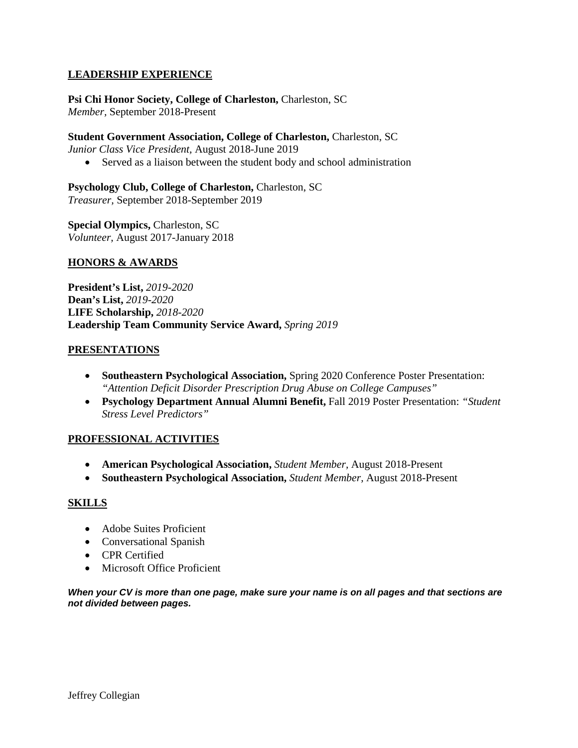## LEADERSHIP EXPERIENCE

**Psi Chi Honor Society, College of Charleston,** Charleston, SC
*Member,* September 2018-Present

**Student Government Association, College of Charleston,** Charleston, SC
*Junior Class Vice President,* August 2018-June 2019

- Served as a liaison between the student body and school administration

**Psychology Club, College of Charleston,** Charleston, SC
*Treasurer,* September 2018-September 2019

**Special Olympics,** Charleston, SC
*Volunteer,* August 2017-January 2018

## HONORS & AWARDS

**President's List,** *2019-2020*
**Dean's List,** *2019-2020*
**LIFE Scholarship,** *2018-2020*
**Leadership Team Community Service Award,** *Spring 2019*

## PRESENTATIONS

- **Southeastern Psychological Association,** Spring 2020 Conference Poster Presentation: *"Attention Deficit Disorder Prescription Drug Abuse on College Campuses"*
- **Psychology Department Annual Alumni Benefit,** Fall 2019 Poster Presentation: *"Student Stress Level Predictors"*

## PROFESSIONAL ACTIVITIES

- **American Psychological Association,** *Student Member,* August 2018-Present
- **Southeastern Psychological Association,** *Student Member,* August 2018-Present

## SKILLS

- Adobe Suites Proficient
- Conversational Spanish
- CPR Certified
- Microsoft Office Proficient

***When your CV is more than one page, make sure your name is on all pages and that sections are not divided between pages.***

Jeffrey Collegian